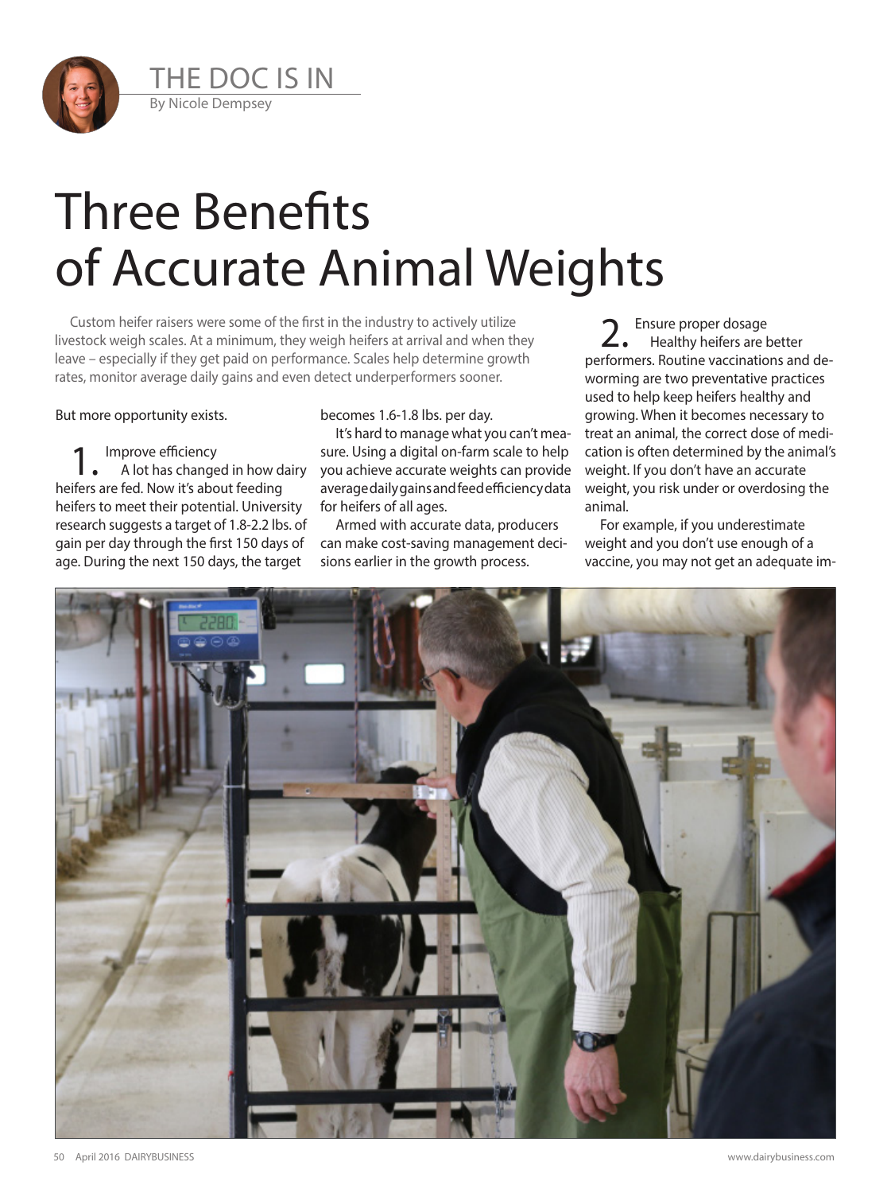THE DOC IS IN

By Nicole Dempsey

# Three Benefits of Accurate Animal Weights

Custom heifer raisers were some of the first in the industry to actively utilize livestock weigh scales. At a minimum, they weigh heifers at arrival and when they leave – especially if they get paid on performance. Scales help determine growth rates, monitor average daily gains and even detect underperformers sooner.

But more opportunity exists.

## 1. Improve efficiency

A lot has changed in how dairy heifers are fed. Now it's about feeding heifers to meet their potential. University research suggests a target of 1.8-2.2 lbs. of gain per day through the first 150 days of age. During the next 150 days, the target becomes 1.6-1.8 lbs. per day.

It's hard to manage what you can't measure. Using a digital on-farm scale to help you achieve accurate weights can provide average daily gains and feed efficiency data for heifers of all ages.

Armed with accurate data, producers can make cost-saving management decisions earlier in the growth process.

## 2. Ensure proper dosage

Healthy heifers are better performers. Routine vaccinations and deworming are two preventative practices used to help keep heifers healthy and growing. When it becomes necessary to treat an animal, the correct dose of medication is often determined by the animal's weight. If you don't have an accurate weight, you risk under or overdosing the animal.

For example, if you underestimate weight and you don't use enough of a vaccine, you may not get an adequate im-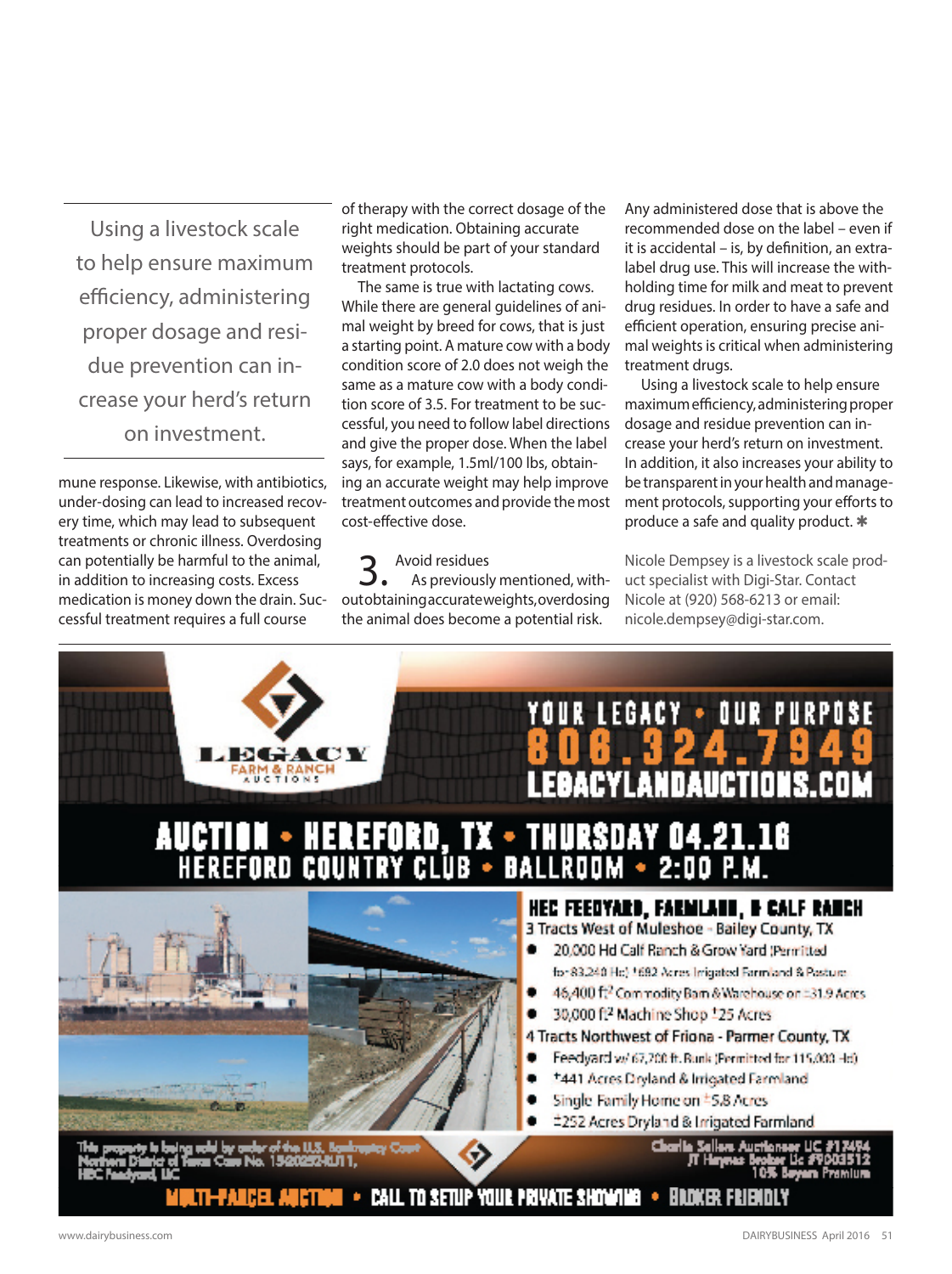> Using a livestock scale to help ensure maximum efficiency, administering proper dosage and residue prevention can increase your herd's return on investment.

mune response. Likewise, with antibiotics, under-dosing can lead to increased recovery time, which may lead to subsequent treatments or chronic illness. Overdosing can potentially be harmful to the animal, in addition to increasing costs. Excess medication is money down the drain. Successful treatment requires a full course of therapy with the correct dosage of the right medication. Obtaining accurate weights should be part of your standard treatment protocols.

The same is true with lactating cows. While there are general guidelines of animal weight by breed for cows, that is just a starting point. A mature cow with a body condition score of 2.0 does not weigh the same as a mature cow with a body condition score of 3.5. For treatment to be successful, you need to follow label directions and give the proper dose. When the label says, for example, 1.5ml/100 lbs, obtaining an accurate weight may help improve treatment outcomes and provide the most cost-effective dose.

## 3. Avoid residues

As previously mentioned, without obtaining accurate weights, overdosing the animal does become a potential risk. Any administered dose that is above the recommended dose on the label – even if it is accidental – is, by definition, an extra-label drug use. This will increase the withholding time for milk and meat to prevent drug residues. In order to have a safe and efficient operation, ensuring precise animal weights is critical when administering treatment drugs.

Using a livestock scale to help ensure maximum efficiency, administering proper dosage and residue prevention can increase your herd's return on investment. In addition, it also increases your ability to be transparent in your health and management protocols, supporting your efforts to produce a safe and quality product. ✱

Nicole Dempsey is a livestock scale product specialist with Digi-Star. Contact Nicole at (920) 568-6213 or email: nicole.dempsey@digi-star.com.

LEGACY FARM & RANCH AUCTIONS

YOUR LEGACY • OUR PURPOSE
806.324.7949
LEGACYLANDAUCTIONS.COM

AUCTION • HEREFORD, TX • THURSDAY 04.21.16
HEREFORD COUNTRY CLUB • BALLROOM • 2:00 P.M.

HEC FEEDYARD, FARMLAND, & CALF RANCH

3 Tracts West of Muleshoe - Bailey County, TX

- 20,000 Hd Calf Ranch & Grow Yard (Permitted for 83,240 Hd) ±692 Acres Irrigated Farmland & Pasture
- 46,400 ft² Commodity Barn & Warehouse on ±31.9 Acres
- 30,000 ft² Machine Shop ±25 Acres

4 Tracts Northwest of Friona - Parmer County, TX

- Feedyard w/ 67,700 ft. Bunk (Permitted for 115,000 Hd)
- ±441 Acres Dryland & Irrigated Farmland
- Single Family Home on ±5.8 Acres
- ±252 Acres Dryland & Irrigated Farmland

This property is being sold by order of the U.S. Bankruptcy Court Northern District of Texas Case No. 15-20252-RLJ11, HEC Feedyard, LLC

Charlie Sellers Auctioneer LIC #17494
JT Haynes Broker Lic #9003512
10% Buyers Premium

MULTI-PARCEL AUCTION • CALL TO SETUP YOUR PRIVATE SHOWING • BROKER FRIENDLY